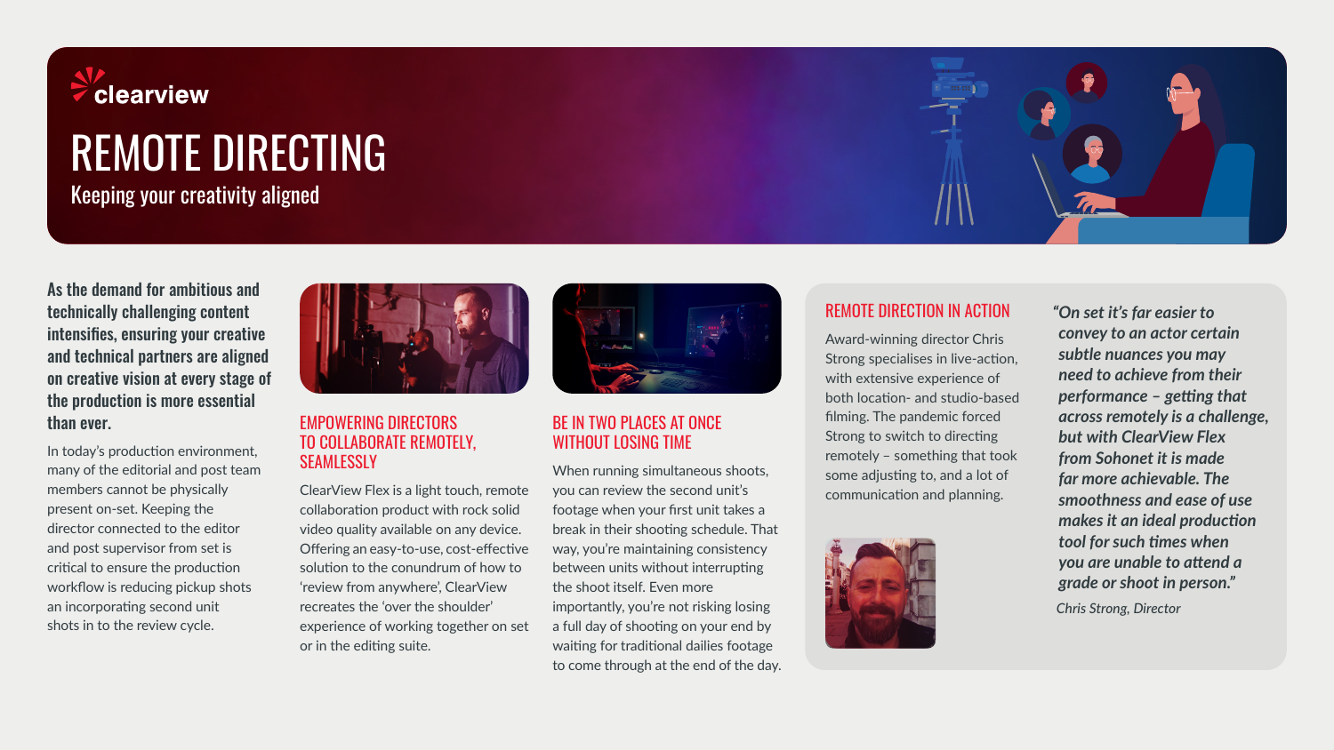clearview

# REMOTE DIRECTING

Keeping your creativity aligned

**As the demand for ambitious and technically challenging content intensifies, ensuring your creative and technical partners are aligned on creative vision at every stage of the production is more essential than ever.**

In today's production environment, many of the editorial and post team members cannot be physically present on-set. Keeping the director connected to the editor and post supervisor from set is critical to ensure the production workflow is reducing pickup shots an incorporating second unit shots in to the review cycle.

## EMPOWERING DIRECTORS TO COLLABORATE REMOTELY, SEAMLESSLY

ClearView Flex is a light touch, remote collaboration product with rock solid video quality available on any device. Offering an easy-to-use, cost-effective solution to the conundrum of how to 'review from anywhere', ClearView recreates the 'over the shoulder' experience of working together on set or in the editing suite.

## BE IN TWO PLACES AT ONCE WITHOUT LOSING TIME

When running simultaneous shoots, you can review the second unit's footage when your first unit takes a break in their shooting schedule. That way, you're maintaining consistency between units without interrupting the shoot itself. Even more importantly, you're not risking losing a full day of shooting on your end by waiting for traditional dailies footage to come through at the end of the day.

## REMOTE DIRECTION IN ACTION

Award-winning director Chris Strong specialises in live-action, with extensive experience of both location- and studio-based filming. The pandemic forced Strong to switch to directing remotely – something that took some adjusting to, and a lot of communication and planning.

*"On set it's far easier to convey to an actor certain subtle nuances you may need to achieve from their performance – getting that across remotely is a challenge, but with ClearView Flex from Sohonet it is made far more achievable. The smoothness and ease of use makes it an ideal production tool for such times when you are unable to attend a grade or shoot in person."*

*Chris Strong, Director*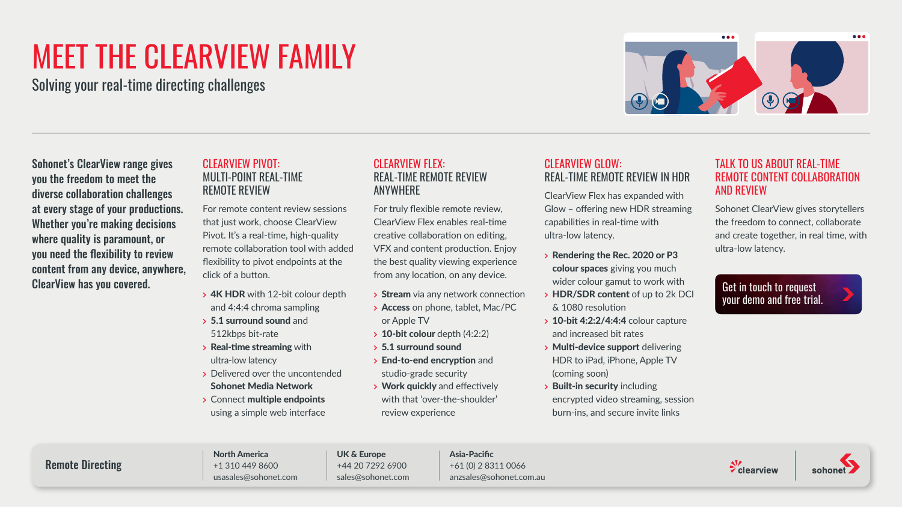# MEET THE CLEARVIEW FAMILY

Solving your real-time directing challenges

**Sohonet's ClearView range gives you the freedom to meet the diverse collaboration challenges at every stage of your productions. Whether you're making decisions where quality is paramount, or you need the flexibility to review content from any device, anywhere, ClearView has you covered.**

## CLEARVIEW PIVOT:
## MULTI-POINT REAL-TIME REMOTE REVIEW

For remote content review sessions that just work, choose ClearView Pivot. It's a real-time, high-quality remote collaboration tool with added flexibility to pivot endpoints at the click of a button.

- **4K HDR** with 12-bit colour depth and 4:4:4 chroma sampling
- **5.1 surround sound** and 512kbps bit-rate
- **Real-time streaming** with ultra-low latency
- Delivered over the uncontended **Sohonet Media Network**
- Connect **multiple endpoints** using a simple web interface

## CLEARVIEW FLEX:
## REAL-TIME REMOTE REVIEW ANYWHERE

For truly flexible remote review, ClearView Flex enables real-time creative collaboration on editing, VFX and content production. Enjoy the best quality viewing experience from any location, on any device.

- **Stream** via any network connection
- **Access** on phone, tablet, Mac/PC or Apple TV
- **10-bit colour** depth (4:2:2)
- **5.1 surround sound**
- **End-to-end encryption** and studio-grade security
- **Work quickly** and effectively with that 'over-the-shoulder' review experience

## CLEARVIEW GLOW:
## REAL-TIME REMOTE REVIEW IN HDR

ClearView Flex has expanded with Glow – offering new HDR streaming capabilities in real-time with ultra-low latency.

- **Rendering the Rec. 2020 or P3 colour spaces** giving you much wider colour gamut to work with
- **HDR/SDR content** of up to 2k DCI & 1080 resolution
- **10-bit 4:2:2/4:4:4** colour capture and increased bit rates
- **Multi-device support** delivering HDR to iPad, iPhone, Apple TV (coming soon)
- **Built-in security** including encrypted video streaming, session burn-ins, and secure invite links

## TALK TO US ABOUT REAL-TIME REMOTE CONTENT COLLABORATION AND REVIEW

Sohonet ClearView gives storytellers the freedom to connect, collaborate and create together, in real time, with ultra-low latency.

Get in touch to request your demo and free trial.

Remote Directing

**North America**
+1 310 449 8600
usasales@sohonet.com

**UK & Europe**
+44 20 7292 6900
sales@sohonet.com

**Asia-Pacific**
+61 (0) 2 8311 0066
anzsales@sohonet.com.au

clearview | sohonet